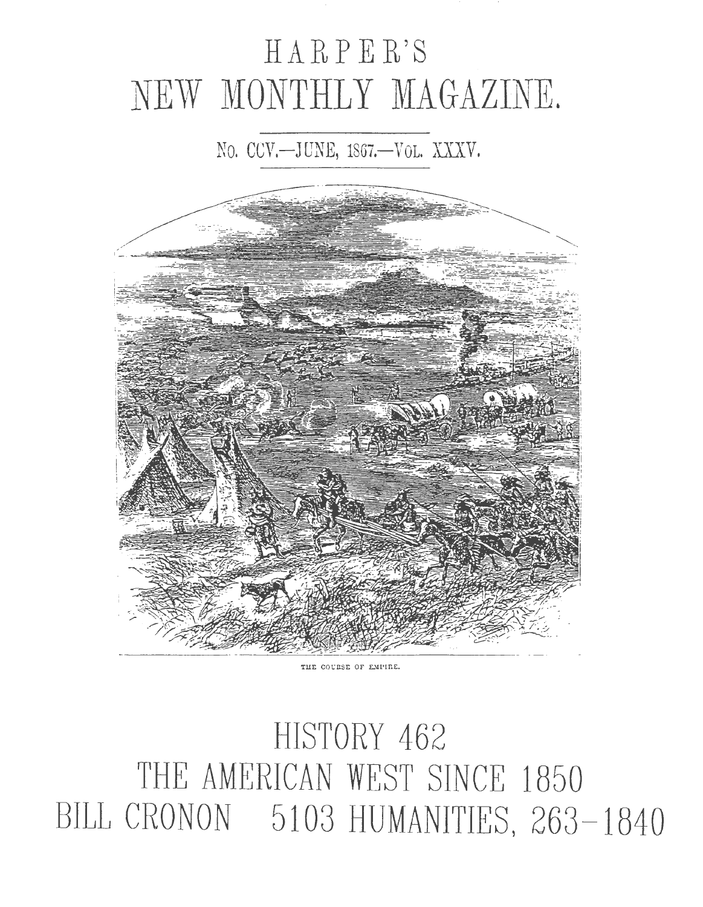# HARPER'S NEW MONTHLY MAGAZINE.

No. CCV.—JUNE, 1867.—Vol. XXXV.

THE COURSE OF EMPIRE.

# HISTORY 462

## THE AMERICAN WEST SINCE 1850

BILL CRONON 5103 HUMANITIES, 263-1840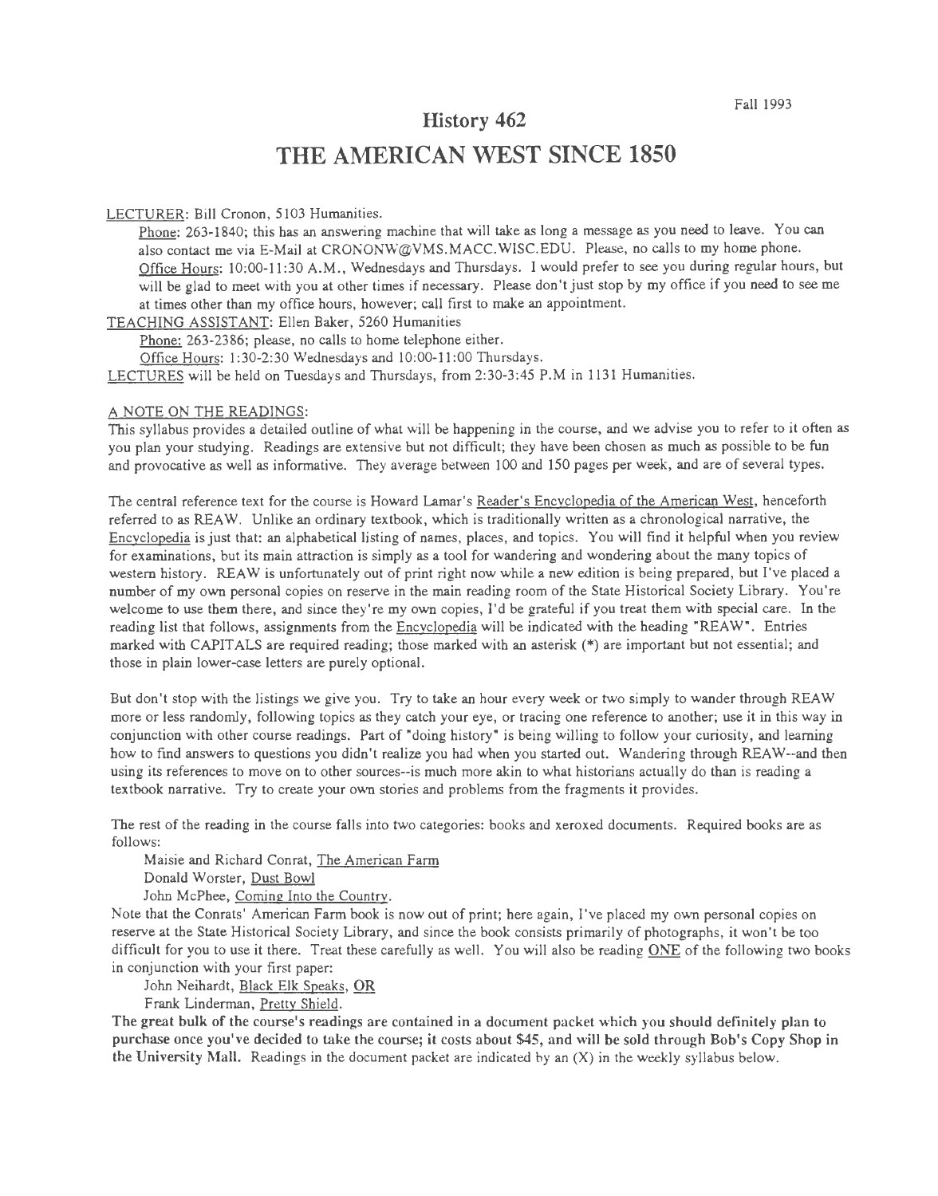Fall 1993

# History 462

# THE AMERICAN WEST SINCE 1850

LECTURER: Bill Cronon, 5103 Humanities.

Phone: 263-1840; this has an answering machine that will take as long a message as you need to leave. You can also contact me via E-Mail at CRONONW@VMS.MACC.WISC.EDU. Please, no calls to my home phone.

Office Hours: 10:00-11:30 A.M., Wednesdays and Thursdays. I would prefer to see you during regular hours, but will be glad to meet with you at other times if necessary. Please don't just stop by my office if you need to see me at times other than my office hours, however; call first to make an appointment.

TEACHING ASSISTANT: Ellen Baker, 5260 Humanities

Phone: 263-2386; please, no calls to home telephone either.

Office Hours: 1:30-2:30 Wednesdays and 10:00-11:00 Thursdays.

LECTURES will be held on Tuesdays and Thursdays, from 2:30-3:45 P.M in 1131 Humanities.

A NOTE ON THE READINGS:

This syllabus provides a detailed outline of what will be happening in the course, and we advise you to refer to it often as you plan your studying. Readings are extensive but not difficult; they have been chosen as much as possible to be fun and provocative as well as informative. They average between 100 and 150 pages per week, and are of several types.

The central reference text for the course is Howard Lamar's Reader's Encyclopedia of the American West, henceforth referred to as REAW. Unlike an ordinary textbook, which is traditionally written as a chronological narrative, the Encyclopedia is just that: an alphabetical listing of names, places, and topics. You will find it helpful when you review for examinations, but its main attraction is simply as a tool for wandering and wondering about the many topics of western history. REAW is unfortunately out of print right now while a new edition is being prepared, but I've placed a number of my own personal copies on reserve in the main reading room of the State Historical Society Library. You're welcome to use them there, and since they're my own copies, I'd be grateful if you treat them with special care. In the reading list that follows, assignments from the Encyclopedia will be indicated with the heading "REAW". Entries marked with CAPITALS are required reading; those marked with an asterisk (*) are important but not essential; and those in plain lower-case letters are purely optional.

But don't stop with the listings we give you. Try to take an hour every week or two simply to wander through REAW more or less randomly, following topics as they catch your eye, or tracing one reference to another; use it in this way in conjunction with other course readings. Part of "doing history" is being willing to follow your curiosity, and learning how to find answers to questions you didn't realize you had when you started out. Wandering through REAW--and then using its references to move on to other sources--is much more akin to what historians actually do than is reading a textbook narrative. Try to create your own stories and problems from the fragments it provides.

The rest of the reading in the course falls into two categories: books and xeroxed documents. Required books are as follows:

Maisie and Richard Conrat, The American Farm
Donald Worster, Dust Bowl
John McPhee, Coming Into the Country.

Note that the Conrats' American Farm book is now out of print; here again, I've placed my own personal copies on reserve at the State Historical Society Library, and since the book consists primarily of photographs, it won't be too difficult for you to use it there. Treat these carefully as well. You will also be reading ONE of the following two books in conjunction with your first paper:

John Neihardt, Black Elk Speaks, OR
Frank Linderman, Pretty Shield.

**The great bulk of the course's readings are contained in a document packet which you should definitely plan to purchase once you've decided to take the course; it costs about $45, and will be sold through Bob's Copy Shop in the University Mall.** Readings in the document packet are indicated by an (X) in the weekly syllabus below.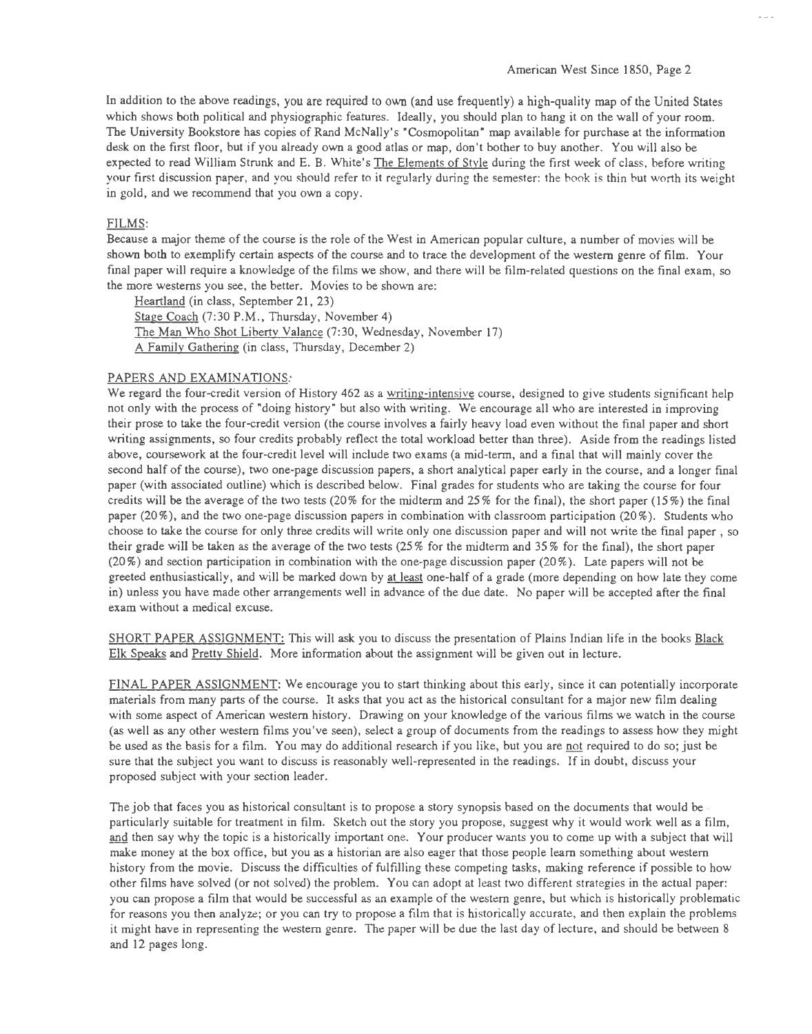In addition to the above readings, you are required to own (and use frequently) a high-quality map of the United States which shows both political and physiographic features. Ideally, you should plan to hang it on the wall of your room. The University Bookstore has copies of Rand McNally's "Cosmopolitan" map available for purchase at the information desk on the first floor, but if you already own a good atlas or map, don't bother to buy another. You will also be expected to read William Strunk and E. B. White's The Elements of Style during the first week of class, before writing your first discussion paper, and you should refer to it regularly during the semester: the book is thin but worth its weight in gold, and we recommend that you own a copy.

## FILMS:

Because a major theme of the course is the role of the West in American popular culture, a number of movies will be shown both to exemplify certain aspects of the course and to trace the development of the western genre of film. Your final paper will require a knowledge of the films we show, and there will be film-related questions on the final exam, so the more westerns you see, the better. Movies to be shown are:

- Heartland (in class, September 21, 23)
- Stage Coach (7:30 P.M., Thursday, November 4)
- The Man Who Shot Liberty Valance (7:30, Wednesday, November 17)
- A Family Gathering (in class, Thursday, December 2)

## PAPERS AND EXAMINATIONS:

We regard the four-credit version of History 462 as a writing-intensive course, designed to give students significant help not only with the process of "doing history" but also with writing. We encourage all who are interested in improving their prose to take the four-credit version (the course involves a fairly heavy load even without the final paper and short writing assignments, so four credits probably reflect the total workload better than three). Aside from the readings listed above, coursework at the four-credit level will include two exams (a mid-term, and a final that will mainly cover the second half of the course), two one-page discussion papers, a short analytical paper early in the course, and a longer final paper (with associated outline) which is described below. Final grades for students who are taking the course for four credits will be the average of the two tests (20% for the midterm and 25% for the final), the short paper (15%) the final paper (20%), and the two one-page discussion papers in combination with classroom participation (20%). Students who choose to take the course for only three credits will write only one discussion paper and will not write the final paper, so their grade will be taken as the average of the two tests (25% for the midterm and 35% for the final), the short paper (20%) and section participation in combination with the one-page discussion paper (20%). Late papers will not be greeted enthusiastically, and will be marked down by at least one-half of a grade (more depending on how late they come in) unless you have made other arrangements well in advance of the due date. No paper will be accepted after the final exam without a medical excuse.

SHORT PAPER ASSIGNMENT: This will ask you to discuss the presentation of Plains Indian life in the books Black Elk Speaks and Pretty Shield. More information about the assignment will be given out in lecture.

FINAL PAPER ASSIGNMENT: We encourage you to start thinking about this early, since it can potentially incorporate materials from many parts of the course. It asks that you act as the historical consultant for a major new film dealing with some aspect of American western history. Drawing on your knowledge of the various films we watch in the course (as well as any other western films you've seen), select a group of documents from the readings to assess how they might be used as the basis for a film. You may do additional research if you like, but you are not required to do so; just be sure that the subject you want to discuss is reasonably well-represented in the readings. If in doubt, discuss your proposed subject with your section leader.

The job that faces you as historical consultant is to propose a story synopsis based on the documents that would be particularly suitable for treatment in film. Sketch out the story you propose, suggest why it would work well as a film, and then say why the topic is a historically important one. Your producer wants you to come up with a subject that will make money at the box office, but you as a historian are also eager that those people learn something about western history from the movie. Discuss the difficulties of fulfilling these competing tasks, making reference if possible to how other films have solved (or not solved) the problem. You can adopt at least two different strategies in the actual paper: you can propose a film that would be successful as an example of the western genre, but which is historically problematic for reasons you then analyze; or you can try to propose a film that is historically accurate, and then explain the problems it might have in representing the western genre. The paper will be due the last day of lecture, and should be between 8 and 12 pages long.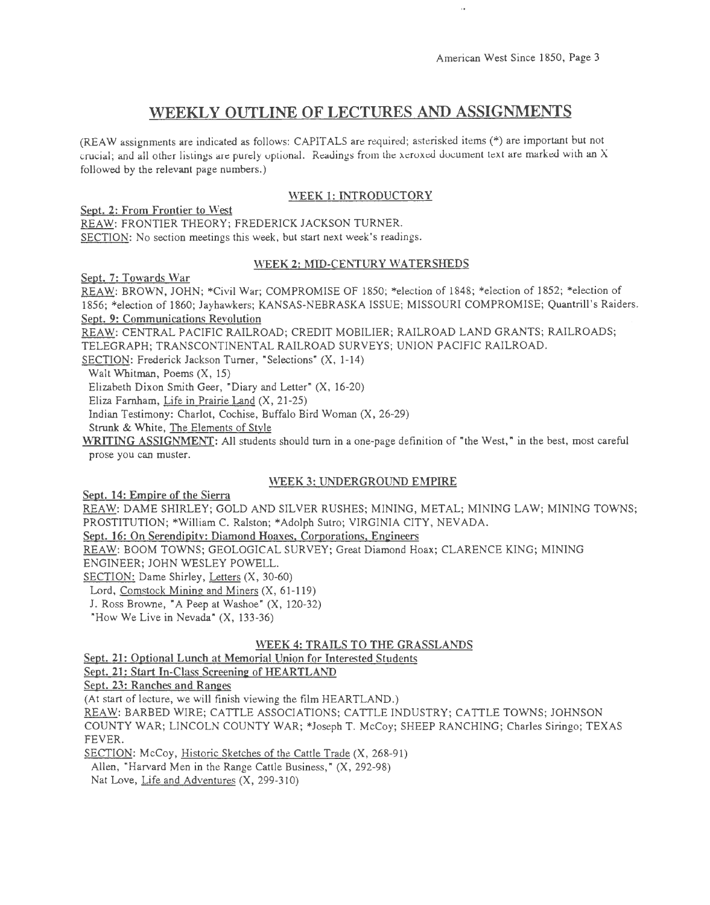# WEEKLY OUTLINE OF LECTURES AND ASSIGNMENTS

(REAW assignments are indicated as follows: CAPITALS are required; asterisked items (*) are important but not crucial; and all other listings are purely optional. Readings from the xeroxed document text are marked with an X followed by the relevant page numbers.)

## WEEK 1: INTRODUCTORY

**Sept. 2: From Frontier to West**

REAW: FRONTIER THEORY; FREDERICK JACKSON TURNER.

SECTION: No section meetings this week, but start next week's readings.

## WEEK 2: MID-CENTURY WATERSHEDS

**Sept. 7: Towards War**

REAW: BROWN, JOHN; *Civil War; COMPROMISE OF 1850; *election of 1848; *election of 1852; *election of 1856; *election of 1860; Jayhawkers; KANSAS-NEBRASKA ISSUE; MISSOURI COMPROMISE; Quantrill's Raiders.

**Sept. 9: Communications Revolution**

REAW: CENTRAL PACIFIC RAILROAD; CREDIT MOBILIER; RAILROAD LAND GRANTS; RAILROADS; TELEGRAPH; TRANSCONTINENTAL RAILROAD SURVEYS; UNION PACIFIC RAILROAD.

SECTION: Frederick Jackson Turner, "Selections" (X, 1-14)
- Walt Whitman, Poems (X, 15)
- Elizabeth Dixon Smith Geer, "Diary and Letter" (X, 16-20)
- Eliza Farnham, Life in Prairie Land (X, 21-25)
- Indian Testimony: Charlot, Cochise, Buffalo Bird Woman (X, 26-29)
- Strunk & White, The Elements of Style

WRITING ASSIGNMENT: All students should turn in a one-page definition of "the West," in the best, most careful prose you can muster.

## WEEK 3: UNDERGROUND EMPIRE

**Sept. 14: Empire of the Sierra**

REAW: DAME SHIRLEY; GOLD AND SILVER RUSHES; MINING, METAL; MINING LAW; MINING TOWNS; PROSTITUTION; *William C. Ralston; *Adolph Sutro; VIRGINIA CITY, NEVADA.

**Sept. 16: On Serendipity: Diamond Hoaxes, Corporations, Engineers**

REAW: BOOM TOWNS; GEOLOGICAL SURVEY; Great Diamond Hoax; CLARENCE KING; MINING ENGINEER; JOHN WESLEY POWELL.

SECTION: Dame Shirley, Letters (X, 30-60)
- Lord, Comstock Mining and Miners (X, 61-119)
- J. Ross Browne, "A Peep at Washoe" (X, 120-32)
- "How We Live in Nevada" (X, 133-36)

## WEEK 4: TRAILS TO THE GRASSLANDS

**Sept. 21: Optional Lunch at Memorial Union for Interested Students**

**Sept. 21: Start In-Class Screening of HEARTLAND**

**Sept. 23: Ranches and Ranges**

(At start of lecture, we will finish viewing the film HEARTLAND.)

REAW: BARBED WIRE; CATTLE ASSOCIATIONS; CATTLE INDUSTRY; CATTLE TOWNS; JOHNSON COUNTY WAR; LINCOLN COUNTY WAR; *Joseph T. McCoy; SHEEP RANCHING; Charles Siringo; TEXAS FEVER.

SECTION: McCoy, Historic Sketches of the Cattle Trade (X, 268-91)
- Allen, "Harvard Men in the Range Cattle Business," (X, 292-98)
- Nat Love, Life and Adventures (X, 299-310)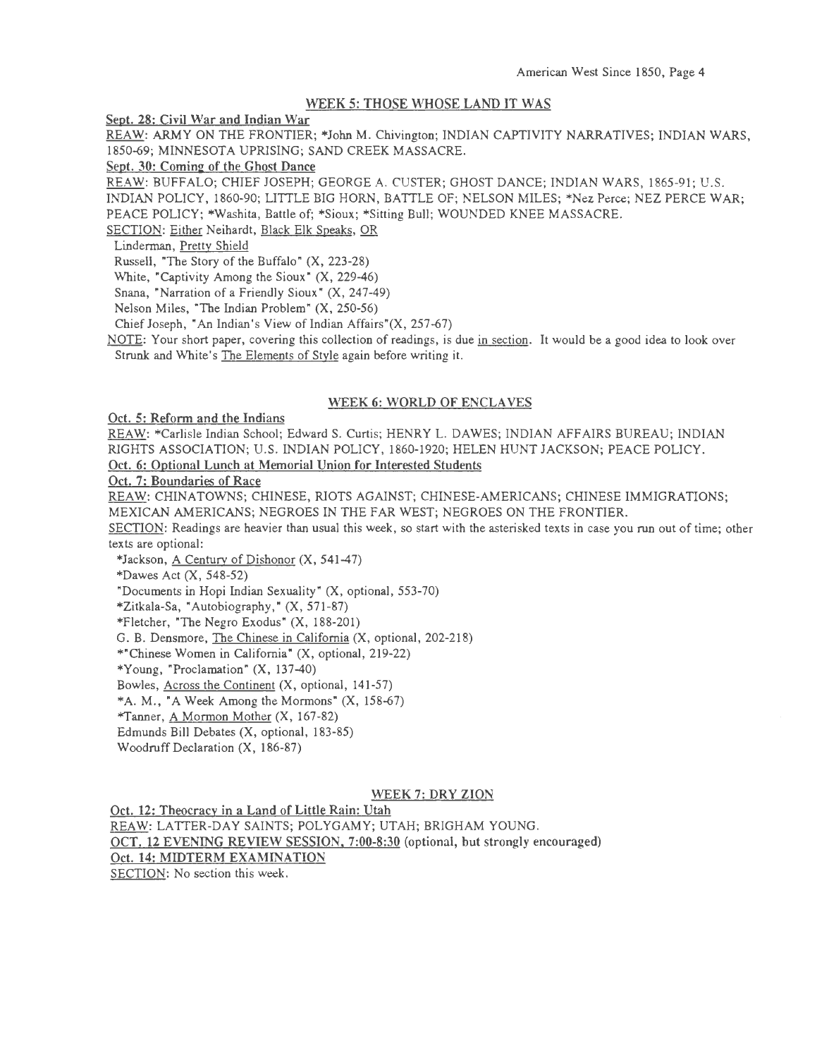## WEEK 5: THOSE WHOSE LAND IT WAS

**Sept. 28: Civil War and Indian War**

REAW: ARMY ON THE FRONTIER; *John M. Chivington; INDIAN CAPTIVITY NARRATIVES; INDIAN WARS, 1850-69; MINNESOTA UPRISING; SAND CREEK MASSACRE.

**Sept. 30: Coming of the Ghost Dance**

REAW: BUFFALO; CHIEF JOSEPH; GEORGE A. CUSTER; GHOST DANCE; INDIAN WARS, 1865-91; U.S. INDIAN POLICY, 1860-90; LITTLE BIG HORN, BATTLE OF; NELSON MILES; *Nez Perce; NEZ PERCE WAR; PEACE POLICY; *Washita, Battle of; *Sioux; *Sitting Bull; WOUNDED KNEE MASSACRE.

SECTION: Either Neihardt, Black Elk Speaks, OR

Linderman, Pretty Shield

Russell, "The Story of the Buffalo" (X, 223-28)

White, "Captivity Among the Sioux" (X, 229-46)

Snana, "Narration of a Friendly Sioux" (X, 247-49)

Nelson Miles, "The Indian Problem" (X, 250-56)

Chief Joseph, "An Indian's View of Indian Affairs"(X, 257-67)

NOTE: Your short paper, covering this collection of readings, is due in section. It would be a good idea to look over Strunk and White's The Elements of Style again before writing it.

## WEEK 6: WORLD OF ENCLAVES

**Oct. 5: Reform and the Indians**

REAW: *Carlisle Indian School; Edward S. Curtis; HENRY L. DAWES; INDIAN AFFAIRS BUREAU; INDIAN RIGHTS ASSOCIATION; U.S. INDIAN POLICY, 1860-1920; HELEN HUNT JACKSON; PEACE POLICY.

**Oct. 6: Optional Lunch at Memorial Union for Interested Students**

**Oct. 7: Boundaries of Race**

REAW: CHINATOWNS; CHINESE, RIOTS AGAINST; CHINESE-AMERICANS; CHINESE IMMIGRATIONS; MEXICAN AMERICANS; NEGROES IN THE FAR WEST; NEGROES ON THE FRONTIER.

SECTION: Readings are heavier than usual this week, so start with the asterisked texts in case you run out of time; other texts are optional:

*Jackson, A Century of Dishonor (X, 541-47)

*Dawes Act (X, 548-52)

"Documents in Hopi Indian Sexuality" (X, optional, 553-70)

*Zitkala-Sa, "Autobiography," (X, 571-87)

*Fletcher, "The Negro Exodus" (X, 188-201)

G. B. Densmore, The Chinese in California (X, optional, 202-218)

*"Chinese Women in California" (X, optional, 219-22)

*Young, "Proclamation" (X, 137-40)

Bowles, Across the Continent (X, optional, 141-57)

*A. M., "A Week Among the Mormons" (X, 158-67)

*Tanner, A Mormon Mother (X, 167-82)

Edmunds Bill Debates (X, optional, 183-85)

Woodruff Declaration (X, 186-87)

## WEEK 7: DRY ZION

**Oct. 12: Theocracy in a Land of Little Rain: Utah**

REAW: LATTER-DAY SAINTS; POLYGAMY; UTAH; BRIGHAM YOUNG.

**OCT. 12 EVENING REVIEW SESSION, 7:00-8:30** (optional, but strongly encouraged)

**Oct. 14: MIDTERM EXAMINATION**

SECTION: No section this week.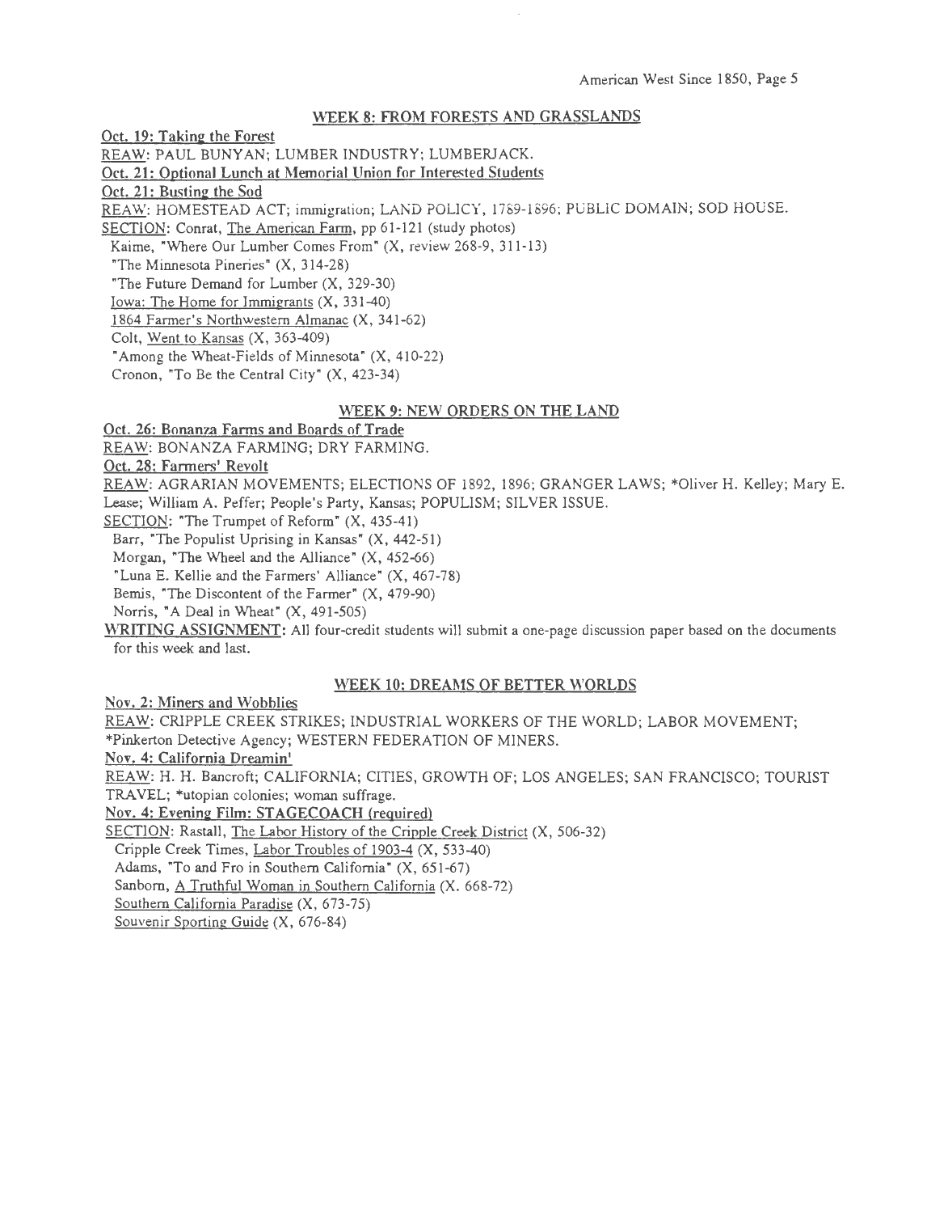## WEEK 8: FROM FORESTS AND GRASSLANDS

**Oct. 19: Taking the Forest**

REAW: PAUL BUNYAN; LUMBER INDUSTRY; LUMBERJACK.

**Oct. 21: Optional Lunch at Memorial Union for Interested Students**

**Oct. 21: Busting the Sod**

REAW: HOMESTEAD ACT; immigration; LAND POLICY, 1789-1896; PUBLIC DOMAIN; SOD HOUSE.

SECTION: Conrat, The American Farm, pp 61-121 (study photos)

- Kaime, "Where Our Lumber Comes From" (X, review 268-9, 311-13)
- "The Minnesota Pineries" (X, 314-28)
- "The Future Demand for Lumber (X, 329-30)
- Iowa: The Home for Immigrants (X, 331-40)
- 1864 Farmer's Northwestern Almanac (X, 341-62)
- Colt, Went to Kansas (X, 363-409)
- "Among the Wheat-Fields of Minnesota" (X, 410-22)
- Cronon, "To Be the Central City" (X, 423-34)

## WEEK 9: NEW ORDERS ON THE LAND

**Oct. 26: Bonanza Farms and Boards of Trade**

REAW: BONANZA FARMING; DRY FARMING.

**Oct. 28: Farmers' Revolt**

REAW: AGRARIAN MOVEMENTS; ELECTIONS OF 1892, 1896; GRANGER LAWS; *Oliver H. Kelley; Mary E. Lease; William A. Peffer; People's Party, Kansas; POPULISM; SILVER ISSUE.

SECTION: "The Trumpet of Reform" (X, 435-41)

- Barr, "The Populist Uprising in Kansas" (X, 442-51)
- Morgan, "The Wheel and the Alliance" (X, 452-66)
- "Luna E. Kellie and the Farmers' Alliance" (X, 467-78)
- Bemis, "The Discontent of the Farmer" (X, 479-90)
- Norris, "A Deal in Wheat" (X, 491-505)

**WRITING ASSIGNMENT:** All four-credit students will submit a one-page discussion paper based on the documents for this week and last.

## WEEK 10: DREAMS OF BETTER WORLDS

**Nov. 2: Miners and Wobblies**

REAW: CRIPPLE CREEK STRIKES; INDUSTRIAL WORKERS OF THE WORLD; LABOR MOVEMENT; *Pinkerton Detective Agency; WESTERN FEDERATION OF MINERS.

**Nov. 4: California Dreamin'**

REAW: H. H. Bancroft; CALIFORNIA; CITIES, GROWTH OF; LOS ANGELES; SAN FRANCISCO; TOURIST TRAVEL; *utopian colonies; woman suffrage.

**Nov. 4: Evening Film: STAGECOACH (required)**

SECTION: Rastall, The Labor History of the Cripple Creek District (X, 506-32)

- Cripple Creek Times, Labor Troubles of 1903-4 (X, 533-40)
- Adams, "To and Fro in Southern California" (X, 651-67)
- Sanborn, A Truthful Woman in Southern California (X. 668-72)
- Southern California Paradise (X, 673-75)
- Souvenir Sporting Guide (X, 676-84)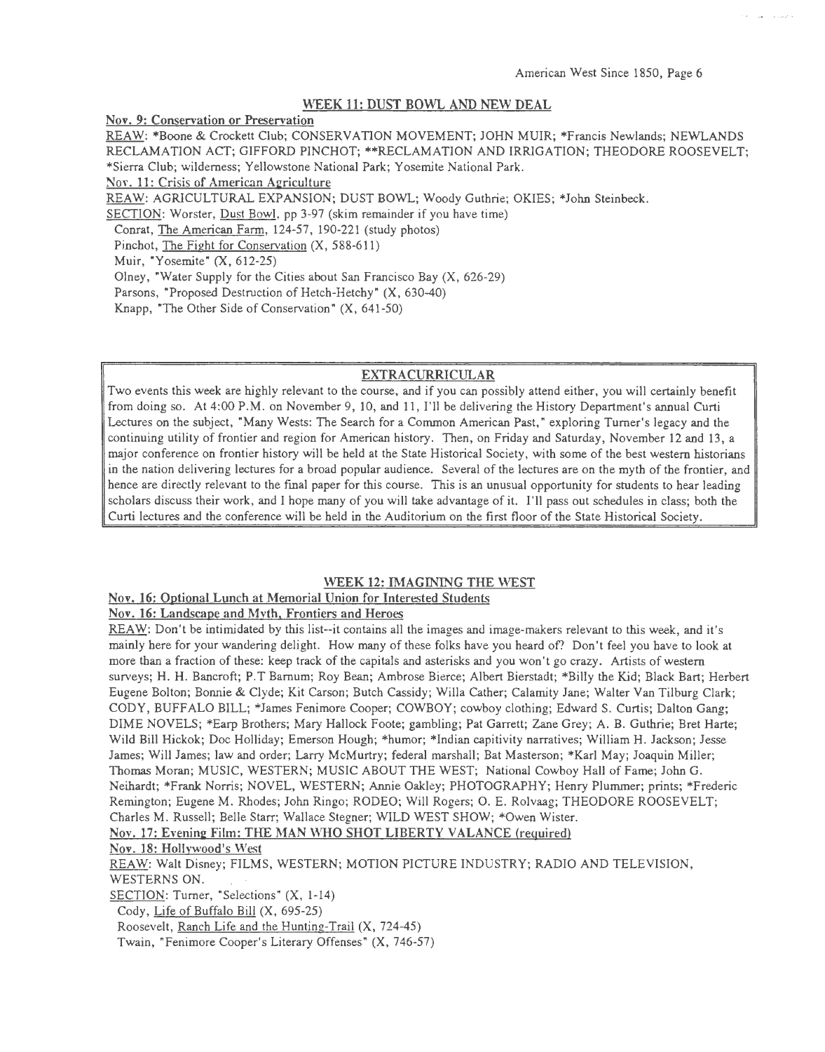## WEEK 11: DUST BOWL AND NEW DEAL

**Nov. 9: Conservation or Preservation**

REAW: *Boone & Crockett Club; CONSERVATION MOVEMENT; JOHN MUIR; *Francis Newlands; NEWLANDS RECLAMATION ACT; GIFFORD PINCHOT; **RECLAMATION AND IRRIGATION; THEODORE ROOSEVELT; *Sierra Club; wilderness; Yellowstone National Park; Yosemite National Park.

**Nov. 11: Crisis of American Agriculture**

REAW: AGRICULTURAL EXPANSION; DUST BOWL; Woody Guthrie; OKIES; *John Steinbeck.

SECTION: Worster, Dust Bowl, pp 3-97 (skim remainder if you have time)

- Conrat, The American Farm, 124-57, 190-221 (study photos)
- Pinchot, The Fight for Conservation (X, 588-611)
- Muir, "Yosemite" (X, 612-25)
- Olney, "Water Supply for the Cities about San Francisco Bay (X, 626-29)
- Parsons, "Proposed Destruction of Hetch-Hetchy" (X, 630-40)
- Knapp, "The Other Side of Conservation" (X, 641-50)

### EXTRACURRICULAR

Two events this week are highly relevant to the course, and if you can possibly attend either, you will certainly benefit from doing so. At 4:00 P.M. on November 9, 10, and 11, I'll be delivering the History Department's annual Curti Lectures on the subject, "Many Wests: The Search for a Common American Past," exploring Turner's legacy and the continuing utility of frontier and region for American history. Then, on Friday and Saturday, November 12 and 13, a major conference on frontier history will be held at the State Historical Society, with some of the best western historians in the nation delivering lectures for a broad popular audience. Several of the lectures are on the myth of the frontier, and hence are directly relevant to the final paper for this course. This is an unusual opportunity for students to hear leading scholars discuss their work, and I hope many of you will take advantage of it. I'll pass out schedules in class; both the Curti lectures and the conference will be held in the Auditorium on the first floor of the State Historical Society.

## WEEK 12: IMAGINING THE WEST

**Nov. 16: Optional Lunch at Memorial Union for Interested Students**

**Nov. 16: Landscape and Myth, Frontiers and Heroes**

REAW: Don't be intimidated by this list--it contains all the images and image-makers relevant to this week, and it's mainly here for your wandering delight. How many of these folks have you heard of? Don't feel you have to look at more than a fraction of these: keep track of the capitals and asterisks and you won't go crazy. Artists of western surveys; H. H. Bancroft; P.T Barnum; Roy Bean; Ambrose Bierce; Albert Bierstadt; *Billy the Kid; Black Bart; Herbert Eugene Bolton; Bonnie & Clyde; Kit Carson; Butch Cassidy; Willa Cather; Calamity Jane; Walter Van Tilburg Clark; CODY, BUFFALO BILL; *James Fenimore Cooper; COWBOY; cowboy clothing; Edward S. Curtis; Dalton Gang; DIME NOVELS; *Earp Brothers; Mary Hallock Foote; gambling; Pat Garrett; Zane Grey; A. B. Guthrie; Bret Harte; Wild Bill Hickok; Doc Holliday; Emerson Hough; *humor; *Indian capitivity narratives; William H. Jackson; Jesse James; Will James; law and order; Larry McMurtry; federal marshall; Bat Masterson; *Karl May; Joaquin Miller; Thomas Moran; MUSIC, WESTERN; MUSIC ABOUT THE WEST; National Cowboy Hall of Fame; John G. Neihardt; *Frank Norris; NOVEL, WESTERN; Annie Oakley; PHOTOGRAPHY; Henry Plummer; prints; *Frederic Remington; Eugene M. Rhodes; John Ringo; RODEO; Will Rogers; O. E. Rolvaag; THEODORE ROOSEVELT; Charles M. Russell; Belle Starr; Wallace Stegner; WILD WEST SHOW; *Owen Wister.

**Nov. 17: Evening Film: THE MAN WHO SHOT LIBERTY VALANCE (required)**

**Nov. 18: Hollywood's West**

REAW: Walt Disney; FILMS, WESTERN; MOTION PICTURE INDUSTRY; RADIO AND TELEVISION, WESTERNS ON.

SECTION: Turner, "Selections" (X, 1-14)

- Cody, Life of Buffalo Bill (X, 695-25)
- Roosevelt, Ranch Life and the Hunting-Trail (X, 724-45)
- Twain, "Fenimore Cooper's Literary Offenses" (X, 746-57)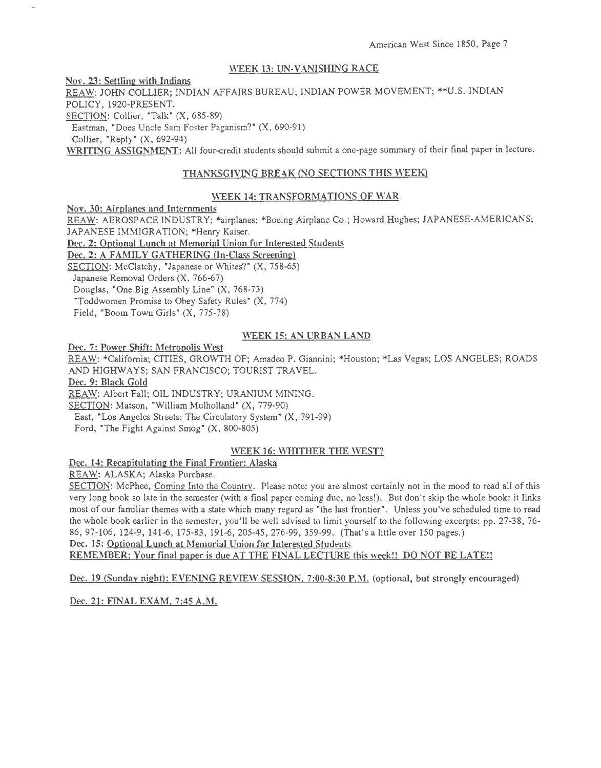## WEEK 13: UN-VANISHING RACE

**Nov. 23: Settling with Indians**

REAW: JOHN COLLIER; INDIAN AFFAIRS BUREAU; INDIAN POWER MOVEMENT; **U.S. INDIAN POLICY, 1920-PRESENT.

SECTION: Collier, "Talk" (X, 685-89)
Eastman, "Does Uncle Sam Foster Paganism?" (X, 690-91)
Collier, "Reply" (X, 692-94)

**WRITING ASSIGNMENT:** All four-credit students should submit a one-page summary of their final paper in lecture.

## THANKSGIVING BREAK (NO SECTIONS THIS WEEK)

## WEEK 14: TRANSFORMATIONS OF WAR

**Nov. 30: Airplanes and Internments**

REAW: AEROSPACE INDUSTRY; *airplanes; *Boeing Airplane Co.; Howard Hughes; JAPANESE-AMERICANS; JAPANESE IMMIGRATION; *Henry Kaiser.

**Dec. 2: Optional Lunch at Memorial Union for Interested Students**

**Dec. 2: A FAMILY GATHERING (In-Class Screening)**

SECTION: McClatchy, "Japanese or Whites?" (X, 758-65)
Japanese Removal Orders (X, 766-67)
Douglas, "One Big Assembly Line" (X, 768-73)
"Toddwomen Promise to Obey Safety Rules" (X, 774)
Field, "Boom Town Girls" (X, 775-78)

## WEEK 15: AN URBAN LAND

**Dec. 7: Power Shift: Metropolis West**

REAW: *California; CITIES, GROWTH OF; Amadeo P. Giannini; *Houston; *Las Vegas; LOS ANGELES; ROADS AND HIGHWAYS; SAN FRANCISCO; TOURIST TRAVEL.

**Dec. 9: Black Gold**

REAW: Albert Fall; OIL INDUSTRY; URANIUM MINING.

SECTION: Matson, "William Mulholland" (X, 779-90)
East, "Los Angeles Streets: The Circulatory System" (X, 791-99)
Ford, "The Fight Against Smog" (X, 800-805)

## WEEK 16: WHITHER THE WEST?

**Dec. 14: Recapitulating the Final Frontier: Alaska**

REAW: ALASKA; Alaska Purchase.

SECTION: McPhee, Coming Into the Country. Please note: you are almost certainly not in the mood to read all of this very long book so late in the semester (with a final paper coming due, no less!). But don't skip the whole book: it links most of our familiar themes with a state which many regard as "the last frontier". Unless you've scheduled time to read the whole book earlier in the semester, you'll be well advised to limit yourself to the following excerpts: pp. 27-38, 76-86, 97-106, 124-9, 141-6, 175-83, 191-6, 205-45, 276-99, 359-99. (That's a little over 150 pages.)

**Dec. 15: Optional Lunch at Memorial Union for Interested Students**

**REMEMBER: Your final paper is due AT THE FINAL LECTURE this week!! DO NOT BE LATE!!**

**Dec. 19 (Sunday night): EVENING REVIEW SESSION, 7:00-8:30 P.M.** (optional, but strongly encouraged)

**Dec. 21: FINAL EXAM, 7:45 A.M.**